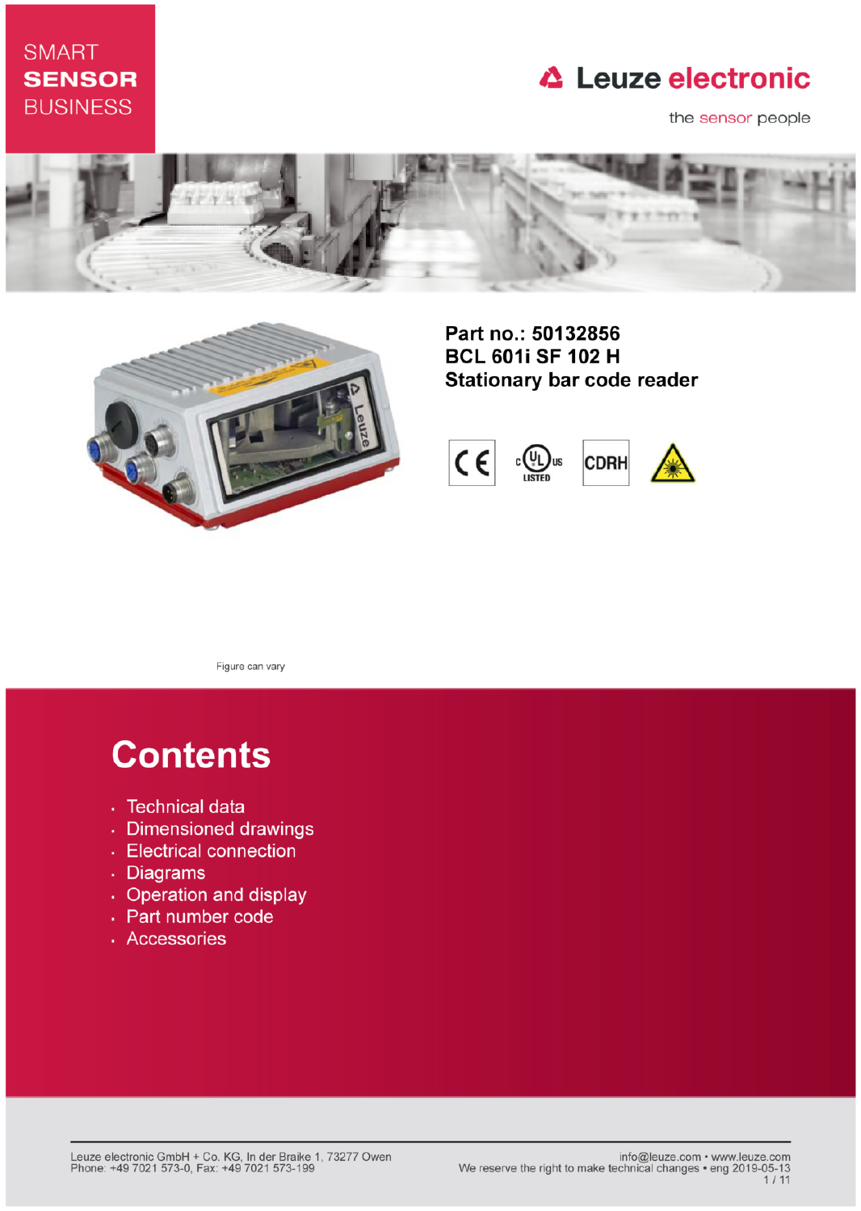SMART **SENSOR** BUSINESS

Leuze electronic

the sensor people

**Part no.: 50132856**
**BCL 601i SF 102 H**
**Stationary bar code reader**

Figure can vary

# Contents

- Technical data
- Dimensioned drawings
- Electrical connection
- Diagrams
- Operation and display
- Part number code
- Accessories

Leuze electronic GmbH + Co. KG, In der Braike 1, 73277 Owen
Phone: +49 7021 573-0, Fax: +49 7021 573-199

info@leuze.com • www.leuze.com
We reserve the right to make technical changes • eng 2019-05-13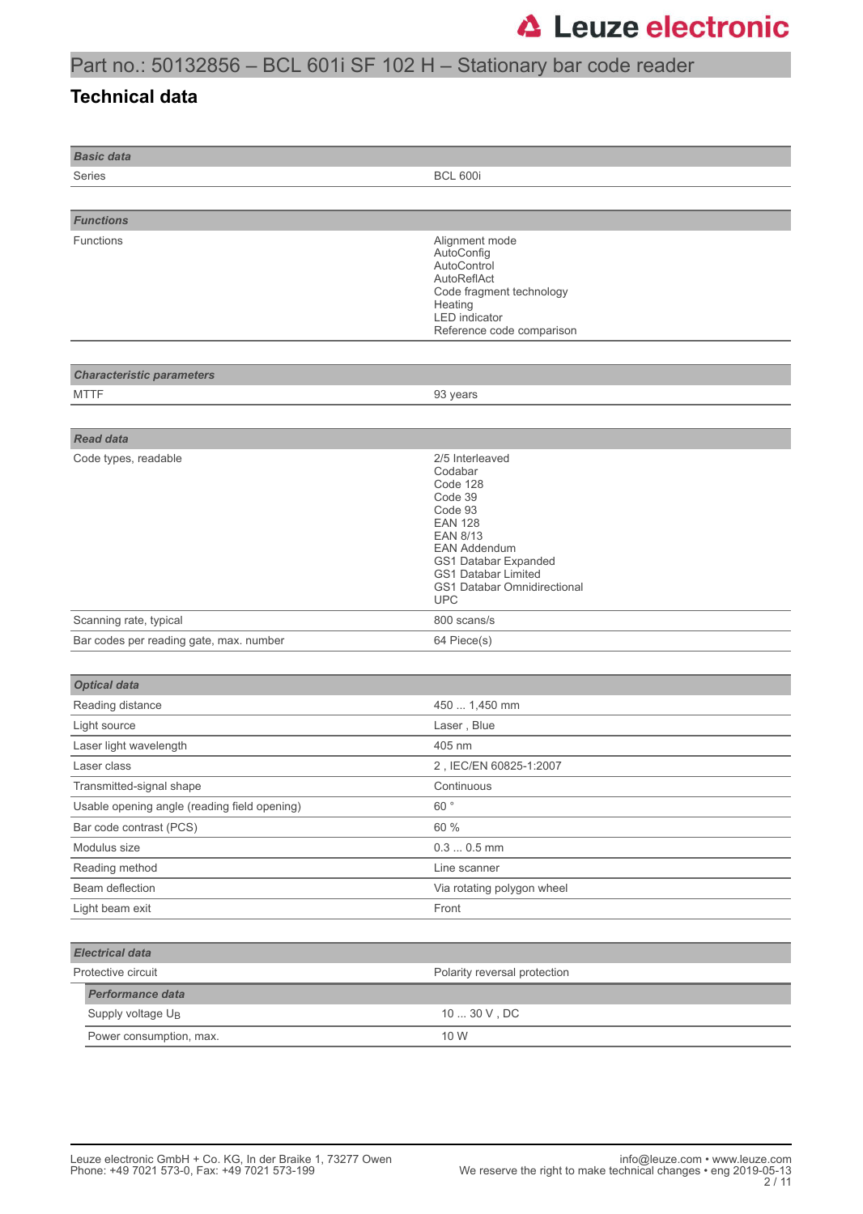# Part no.: 50132856 – BCL 601i SF 102 H – Stationary bar code reader

## Technical data

| ***Basic data*** | |
|---|---|
| Series | BCL 600i |

| ***Functions*** | |
|---|---|
| Functions | Alignment mode<br>AutoConfig<br>AutoControl<br>AutoReflAct<br>Code fragment technology<br>Heating<br>LED indicator<br>Reference code comparison |

| ***Characteristic parameters*** | |
|---|---|
| MTTF | 93 years |

| ***Read data*** | |
|---|---|
| Code types, readable | 2/5 Interleaved<br>Codabar<br>Code 128<br>Code 39<br>Code 93<br>EAN 128<br>EAN 8/13<br>EAN Addendum<br>GS1 Databar Expanded<br>GS1 Databar Limited<br>GS1 Databar Omnidirectional<br>UPC |
| Scanning rate, typical | 800 scans/s |
| Bar codes per reading gate, max. number | 64 Piece(s) |

| ***Optical data*** | |
|---|---|
| Reading distance | 450 ... 1,450 mm |
| Light source | Laser , Blue |
| Laser light wavelength | 405 nm |
| Laser class | 2 , IEC/EN 60825-1:2007 |
| Transmitted-signal shape | Continuous |
| Usable opening angle (reading field opening) | 60 ° |
| Bar code contrast (PCS) | 60 % |
| Modulus size | 0.3 ... 0.5 mm |
| Reading method | Line scanner |
| Beam deflection | Via rotating polygon wheel |
| Light beam exit | Front |

| ***Electrical data*** | |
|---|---|
| Protective circuit | Polarity reversal protection |
| ***Performance data*** | |
| Supply voltage $U_B$ | 10 ... 30 V , DC |
| Power consumption, max. | 10 W |

Leuze electronic GmbH + Co. KG, In der Braike 1, 73277 Owen
Phone: +49 7021 573-0, Fax: +49 7021 573-199

info@leuze.com • www.leuze.com
We reserve the right to make technical changes • eng 2019-05-13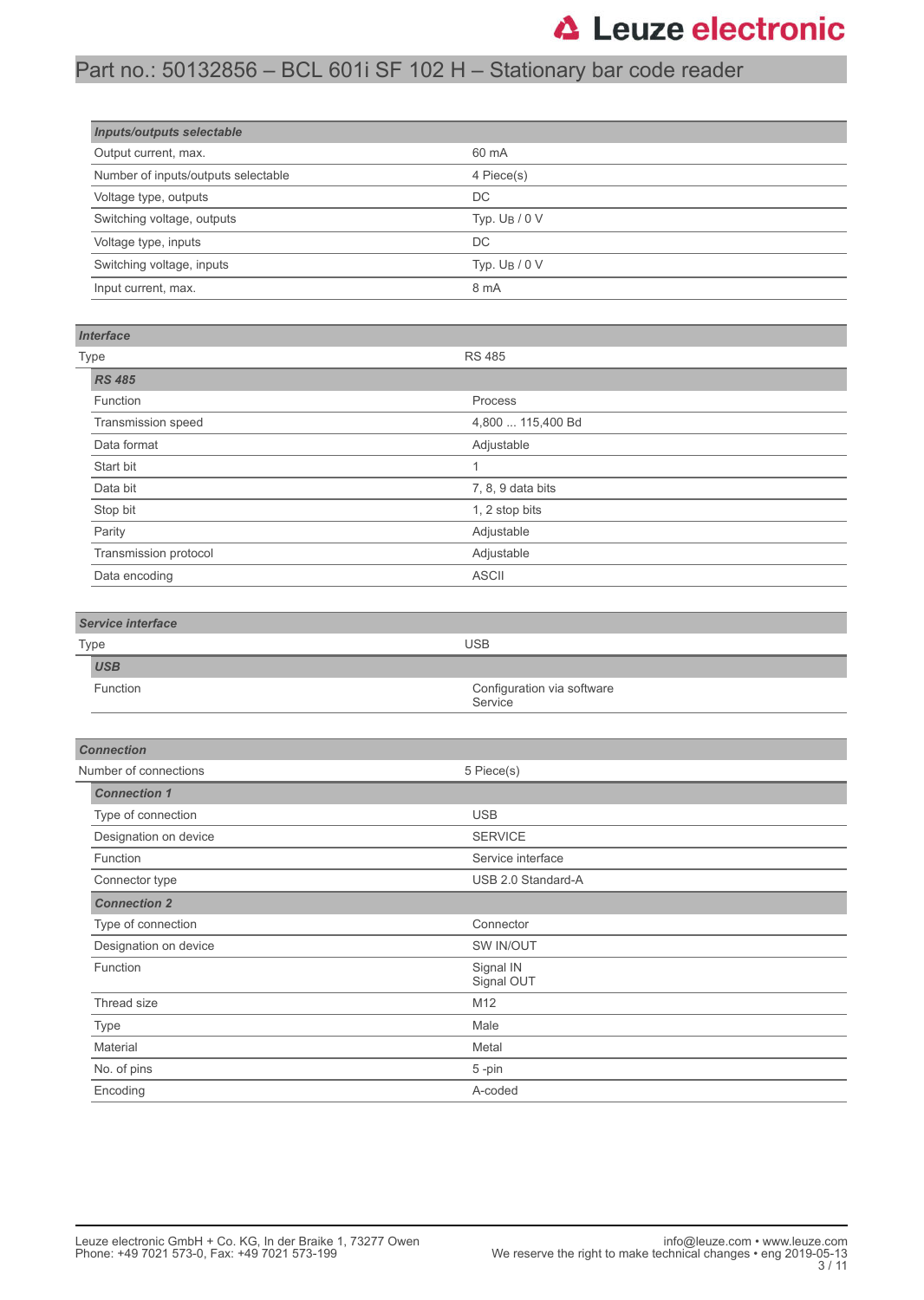# Part no.: 50132856 – BCL 601i SF 102 H – Stationary bar code reader

| ***Inputs/outputs selectable*** | |
|---|---|
| Output current, max. | 60 mA |
| Number of inputs/outputs selectable | 4 Piece(s) |
| Voltage type, outputs | DC |
| Switching voltage, outputs | Typ. $U_B$ / 0 V |
| Voltage type, inputs | DC |
| Switching voltage, inputs | Typ. $U_B$ / 0 V |
| Input current, max. | 8 mA |

| ***Interface*** | |
|---|---|
| Type | RS 485 |
| ***RS 485*** | |
| Function | Process |
| Transmission speed | 4,800 ... 115,400 Bd |
| Data format | Adjustable |
| Start bit | 1 |
| Data bit | 7, 8, 9 data bits |
| Stop bit | 1, 2 stop bits |
| Parity | Adjustable |
| Transmission protocol | Adjustable |
| Data encoding | ASCII |

| ***Service interface*** | |
|---|---|
| Type | USB |
| ***USB*** | |
| Function | Configuration via software<br>Service |

| ***Connection*** | |
|---|---|
| Number of connections | 5 Piece(s) |
| ***Connection 1*** | |
| Type of connection | USB |
| Designation on device | SERVICE |
| Function | Service interface |
| Connector type | USB 2.0 Standard-A |
| ***Connection 2*** | |
| Type of connection | Connector |
| Designation on device | SW IN/OUT |
| Function | Signal IN<br>Signal OUT |
| Thread size | M12 |
| Type | Male |
| Material | Metal |
| No. of pins | 5 -pin |
| Encoding | A-coded |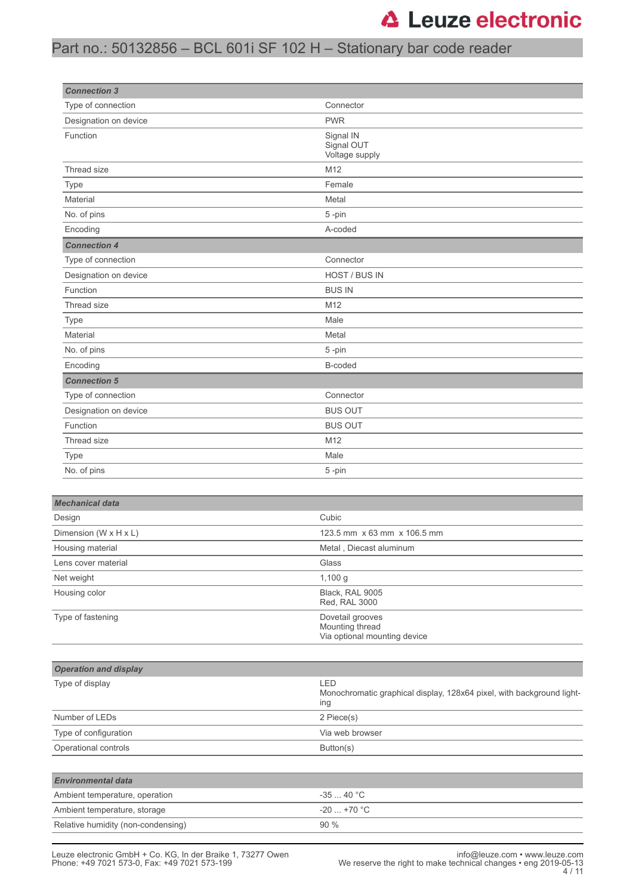| Connection 3 | |
|---|---|
| Type of connection | Connector |
| Designation on device | PWR |
| Function | Signal IN<br>Signal OUT<br>Voltage supply |
| Thread size | M12 |
| Type | Female |
| Material | Metal |
| No. of pins | 5 -pin |
| Encoding | A-coded |
| **Connection 4** | |
| Type of connection | Connector |
| Designation on device | HOST / BUS IN |
| Function | BUS IN |
| Thread size | M12 |
| Type | Male |
| Material | Metal |
| No. of pins | 5 -pin |
| Encoding | B-coded |
| **Connection 5** | |
| Type of connection | Connector |
| Designation on device | BUS OUT |
| Function | BUS OUT |
| Thread size | M12 |
| Type | Male |
| No. of pins | 5 -pin |

| Mechanical data | |
|---|---|
| Design | Cubic |
| Dimension (W x H x L) | 123.5 mm x 63 mm x 106.5 mm |
| Housing material | Metal , Diecast aluminum |
| Lens cover material | Glass |
| Net weight | 1,100 g |
| Housing color | Black, RAL 9005<br>Red, RAL 3000 |
| Type of fastening | Dovetail grooves<br>Mounting thread<br>Via optional mounting device |

| Operation and display | |
|---|---|
| Type of display | LED<br>Monochromatic graphical display, 128x64 pixel, with background lighting |
| Number of LEDs | 2 Piece(s) |
| Type of configuration | Via web browser |
| Operational controls | Button(s) |

| Environmental data | |
|---|---|
| Ambient temperature, operation | -35 ... 40 °C |
| Ambient temperature, storage | -20 ... +70 °C |
| Relative humidity (non-condensing) | 90 % |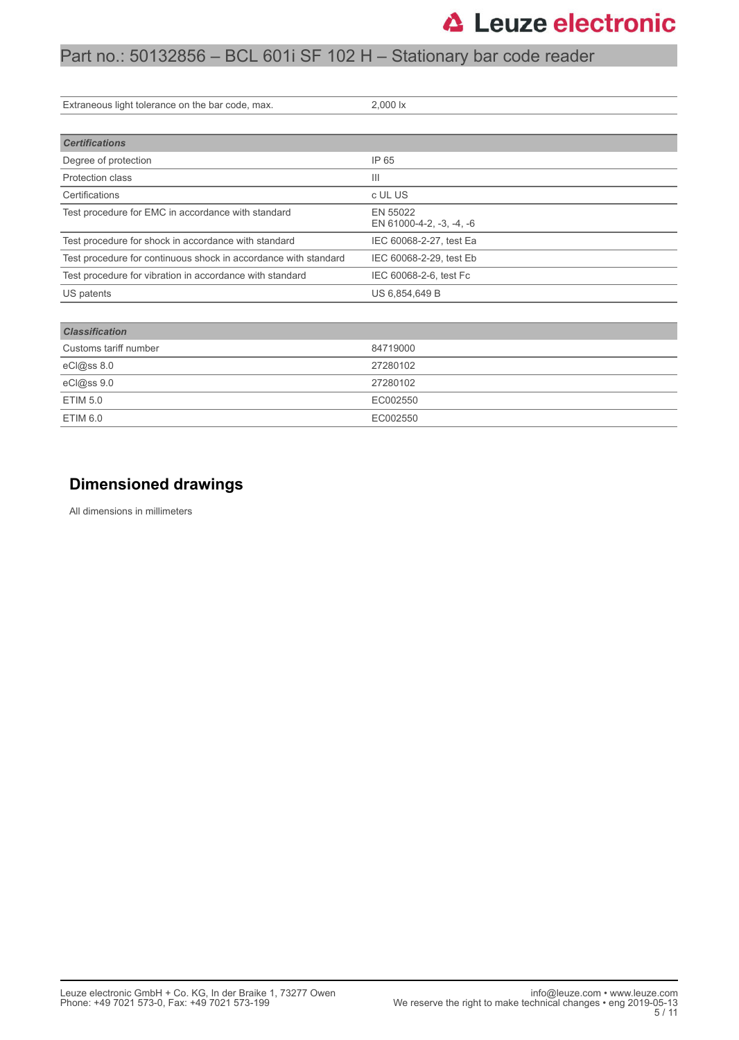| | |
|---|---|
| Extraneous light tolerance on the bar code, max. | 2,000 lx |

| ***Certifications*** | |
|---|---|
| Degree of protection | IP 65 |
| Protection class | III |
| Certifications | c UL US |
| Test procedure for EMC in accordance with standard | EN 55022<br>EN 61000-4-2, -3, -4, -6 |
| Test procedure for shock in accordance with standard | IEC 60068-2-27, test Ea |
| Test procedure for continuous shock in accordance with standard | IEC 60068-2-29, test Eb |
| Test procedure for vibration in accordance with standard | IEC 60068-2-6, test Fc |
| US patents | US 6,854,649 B |

| ***Classification*** | |
|---|---|
| Customs tariff number | 84719000 |
| eCl@ss 8.0 | 27280102 |
| eCl@ss 9.0 | 27280102 |
| ETIM 5.0 | EC002550 |
| ETIM 6.0 | EC002550 |

## Dimensioned drawings

All dimensions in millimeters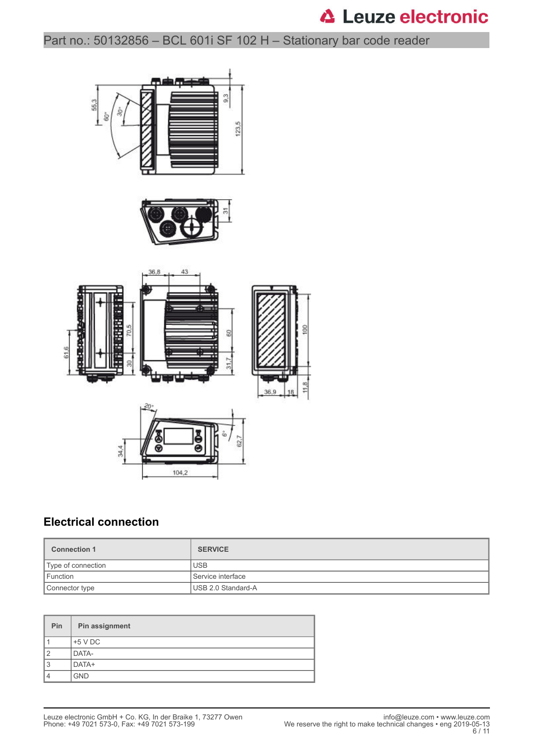## Electrical connection

| Connection 1 | SERVICE |
|---|---|
| Type of connection | USB |
| Function | Service interface |
| Connector type | USB 2.0 Standard-A |

| Pin | Pin assignment |
|---|---|
| 1 | +5 V DC |
| 2 | DATA- |
| 3 | DATA+ |
| 4 | GND |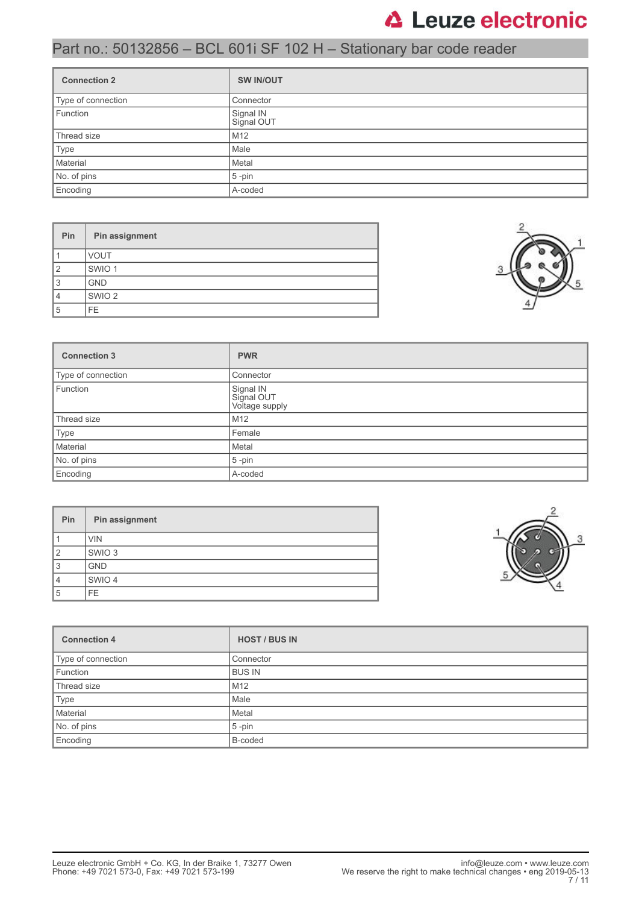# Part no.: 50132856 – BCL 601i SF 102 H – Stationary bar code reader

| Connection 2 | SW IN/OUT |
|---|---|
| Type of connection | Connector |
| Function | Signal IN<br>Signal OUT |
| Thread size | M12 |
| Type | Male |
| Material | Metal |
| No. of pins | 5 -pin |
| Encoding | A-coded |

| Pin | Pin assignment |
|---|---|
| 1 | VOUT |
| 2 | SWIO 1 |
| 3 | GND |
| 4 | SWIO 2 |
| 5 | FE |

| Connection 3 | PWR |
|---|---|
| Type of connection | Connector |
| Function | Signal IN<br>Signal OUT<br>Voltage supply |
| Thread size | M12 |
| Type | Female |
| Material | Metal |
| No. of pins | 5 -pin |
| Encoding | A-coded |

| Pin | Pin assignment |
|---|---|
| 1 | VIN |
| 2 | SWIO 3 |
| 3 | GND |
| 4 | SWIO 4 |
| 5 | FE |

| Connection 4 | HOST / BUS IN |
|---|---|
| Type of connection | Connector |
| Function | BUS IN |
| Thread size | M12 |
| Type | Male |
| Material | Metal |
| No. of pins | 5 -pin |
| Encoding | B-coded |

Leuze electronic GmbH + Co. KG, In der Braike 1, 73277 Owen
Phone: +49 7021 573-0, Fax: +49 7021 573-199

info@leuze.com • www.leuze.com
We reserve the right to make technical changes • eng 2019-05-13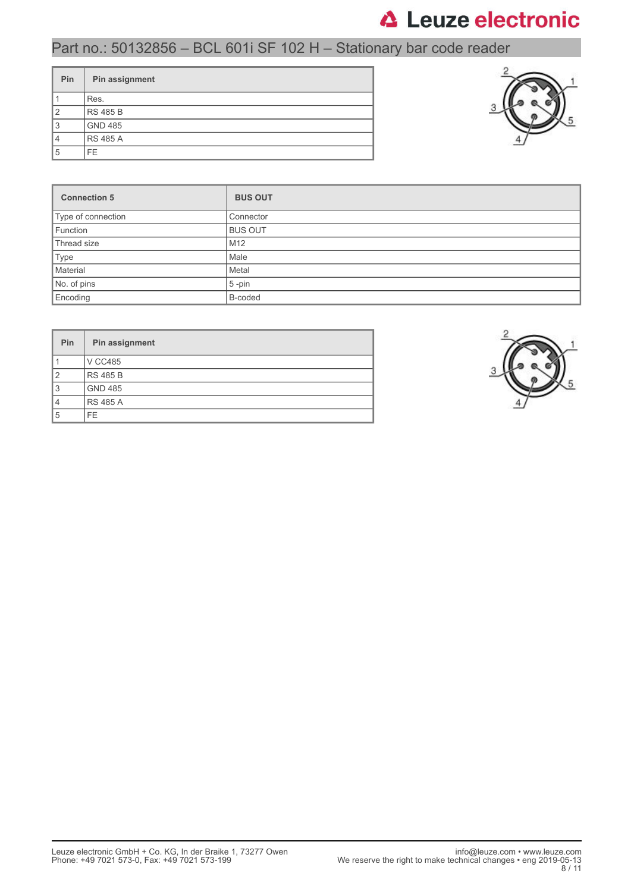| Pin | Pin assignment |
|---|---|
| 1 | Res. |
| 2 | RS 485 B |
| 3 | GND 485 |
| 4 | RS 485 A |
| 5 | FE |

| Connection 5 | BUS OUT |
|---|---|
| Type of connection | Connector |
| Function | BUS OUT |
| Thread size | M12 |
| Type | Male |
| Material | Metal |
| No. of pins | 5 -pin |
| Encoding | B-coded |

| Pin | Pin assignment |
|---|---|
| 1 | V CC485 |
| 2 | RS 485 B |
| 3 | GND 485 |
| 4 | RS 485 A |
| 5 | FE |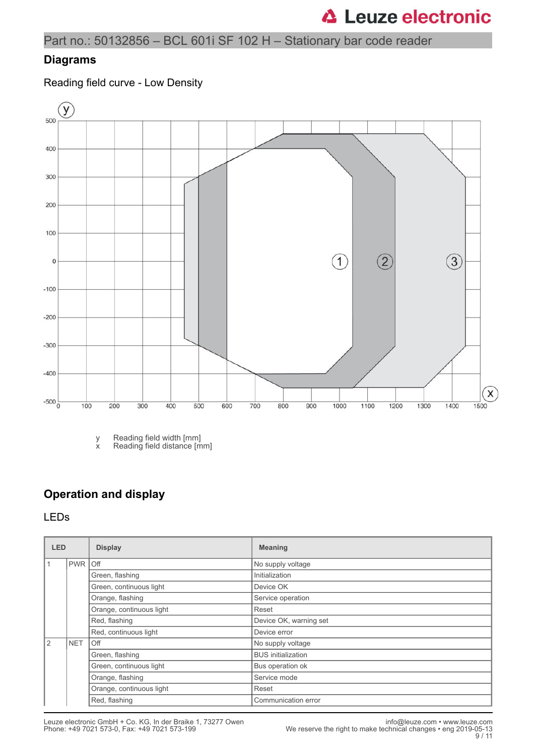## Diagrams

### Reading field curve - Low Density

y Reading field width [mm]
x Reading field distance [mm]

## Operation and display

### LEDs

| LED | | Display | Meaning |
|---|---|---|---|
| 1 | PWR | Off | No supply voltage |
| | | Green, flashing | Initialization |
| | | Green, continuous light | Device OK |
| | | Orange, flashing | Service operation |
| | | Orange, continuous light | Reset |
| | | Red, flashing | Device OK, warning set |
| | | Red, continuous light | Device error |
| 2 | NET | Off | No supply voltage |
| | | Green, flashing | BUS initialization |
| | | Green, continuous light | Bus operation ok |
| | | Orange, flashing | Service mode |
| | | Orange, continuous light | Reset |
| | | Red, flashing | Communication error |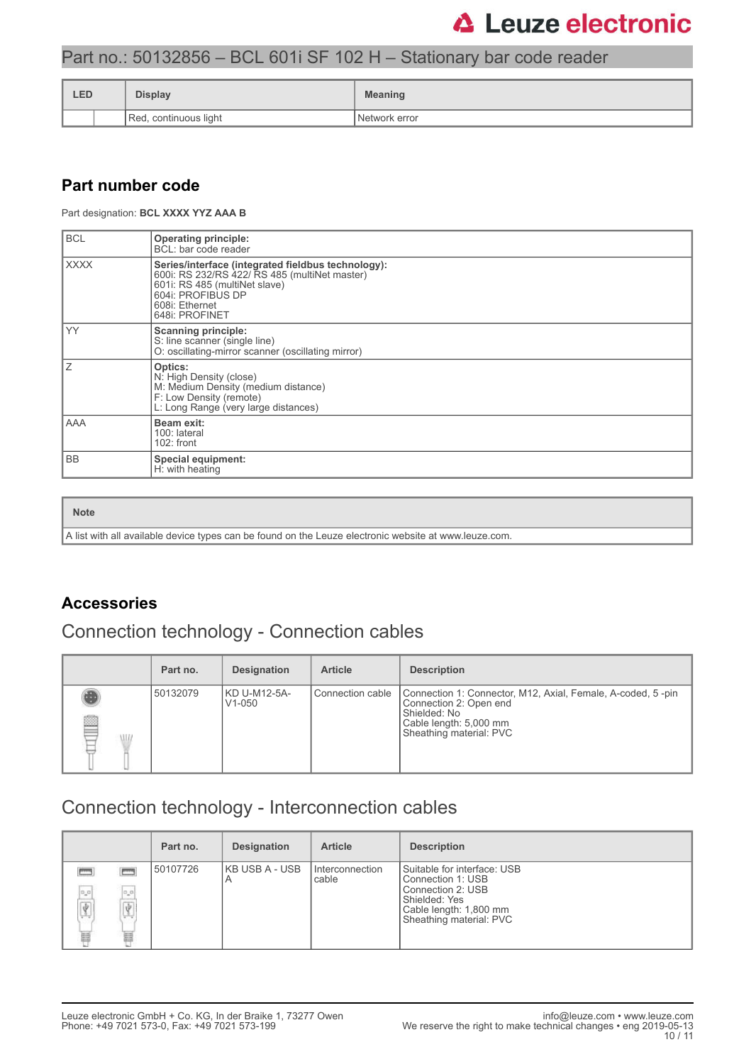| LED | | Display | Meaning |
|---|---|---|---|
| | | Red, continuous light | Network error |

## Part number code

Part designation: **BCL XXXX YYZ AAA B**

| BCL | **Operating principle:**<br>BCL: bar code reader |
|---|---|
| XXXX | **Series/interface (integrated fieldbus technology):**<br>600i: RS 232/RS 422/ RS 485 (multiNet master)<br>601i: RS 485 (multiNet slave)<br>604i: PROFIBUS DP<br>608i: Ethernet<br>648i: PROFINET |
| YY | **Scanning principle:**<br>S: line scanner (single line)<br>O: oscillating-mirror scanner (oscillating mirror) |
| Z | **Optics:**<br>N: High Density (close)<br>M: Medium Density (medium distance)<br>F: Low Density (remote)<br>L: Long Range (very large distances) |
| AAA | **Beam exit:**<br>100: lateral<br>102: front |
| BB | **Special equipment:**<br>H: with heating |

| Note |
|---|
| A list with all available device types can be found on the Leuze electronic website at www.leuze.com. |

## Accessories

### Connection technology - Connection cables

| | Part no. | Designation | Article | Description |
|---|---|---|---|---|
| | 50132079 | KD U-M12-5A-V1-050 | Connection cable | Connection 1: Connector, M12, Axial, Female, A-coded, 5 -pin<br>Connection 2: Open end<br>Shielded: No<br>Cable length: 5,000 mm<br>Sheathing material: PVC |

### Connection technology - Interconnection cables

| | Part no. | Designation | Article | Description |
|---|---|---|---|---|
| | 50107726 | KB USB A - USB A | Interconnection cable | Suitable for interface: USB<br>Connection 1: USB<br>Connection 2: USB<br>Shielded: Yes<br>Cable length: 1,800 mm<br>Sheathing material: PVC |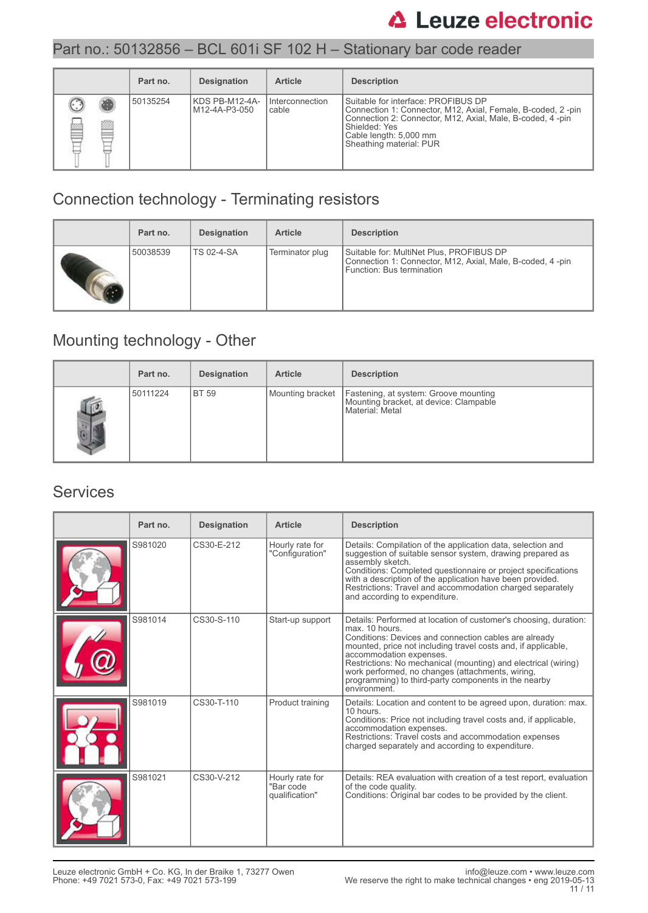| | Part no. | Designation | Article | Description |
|---|---|---|---|---|
| | 50135254 | KDS PB-M12-4A-M12-4A-P3-050 | Interconnection cable | Suitable for interface: PROFIBUS DP<br>Connection 1: Connector, M12, Axial, Female, B-coded, 2 -pin<br>Connection 2: Connector, M12, Axial, Male, B-coded, 4 -pin<br>Shielded: Yes<br>Cable length: 5,000 mm<br>Sheathing material: PUR |

## Connection technology - Terminating resistors

| | Part no. | Designation | Article | Description |
|---|---|---|---|---|
| | 50038539 | TS 02-4-SA | Terminator plug | Suitable for: MultiNet Plus, PROFIBUS DP<br>Connection 1: Connector, M12, Axial, Male, B-coded, 4 -pin<br>Function: Bus termination |

## Mounting technology - Other

| | Part no. | Designation | Article | Description |
|---|---|---|---|---|
| | 50111224 | BT 59 | Mounting bracket | Fastening, at system: Groove mounting<br>Mounting bracket, at device: Clampable<br>Material: Metal |

## Services

| | Part no. | Designation | Article | Description |
|---|---|---|---|---|
| | S981020 | CS30-E-212 | Hourly rate for "Configuration" | Details: Compilation of the application data, selection and suggestion of suitable sensor system, drawing prepared as assembly sketch.<br>Conditions: Completed questionnaire or project specifications with a description of the application have been provided.<br>Restrictions: Travel and accommodation charged separately and according to expenditure. |
| | S981014 | CS30-S-110 | Start-up support | Details: Performed at location of customer's choosing, duration: max. 10 hours.<br>Conditions: Devices and connection cables are already mounted, price not including travel costs and, if applicable, accommodation expenses.<br>Restrictions: No mechanical (mounting) and electrical (wiring) work performed, no changes (attachments, wiring, programming) to third-party components in the nearby environment. |
| | S981019 | CS30-T-110 | Product training | Details: Location and content to be agreed upon, duration: max. 10 hours.<br>Conditions: Price not including travel costs and, if applicable, accommodation expenses.<br>Restrictions: Travel costs and accommodation expenses charged separately and according to expenditure. |
| | S981021 | CS30-V-212 | Hourly rate for "Bar code qualification" | Details: REA evaluation with creation of a test report, evaluation of the code quality.<br>Conditions: Original bar codes to be provided by the client. |